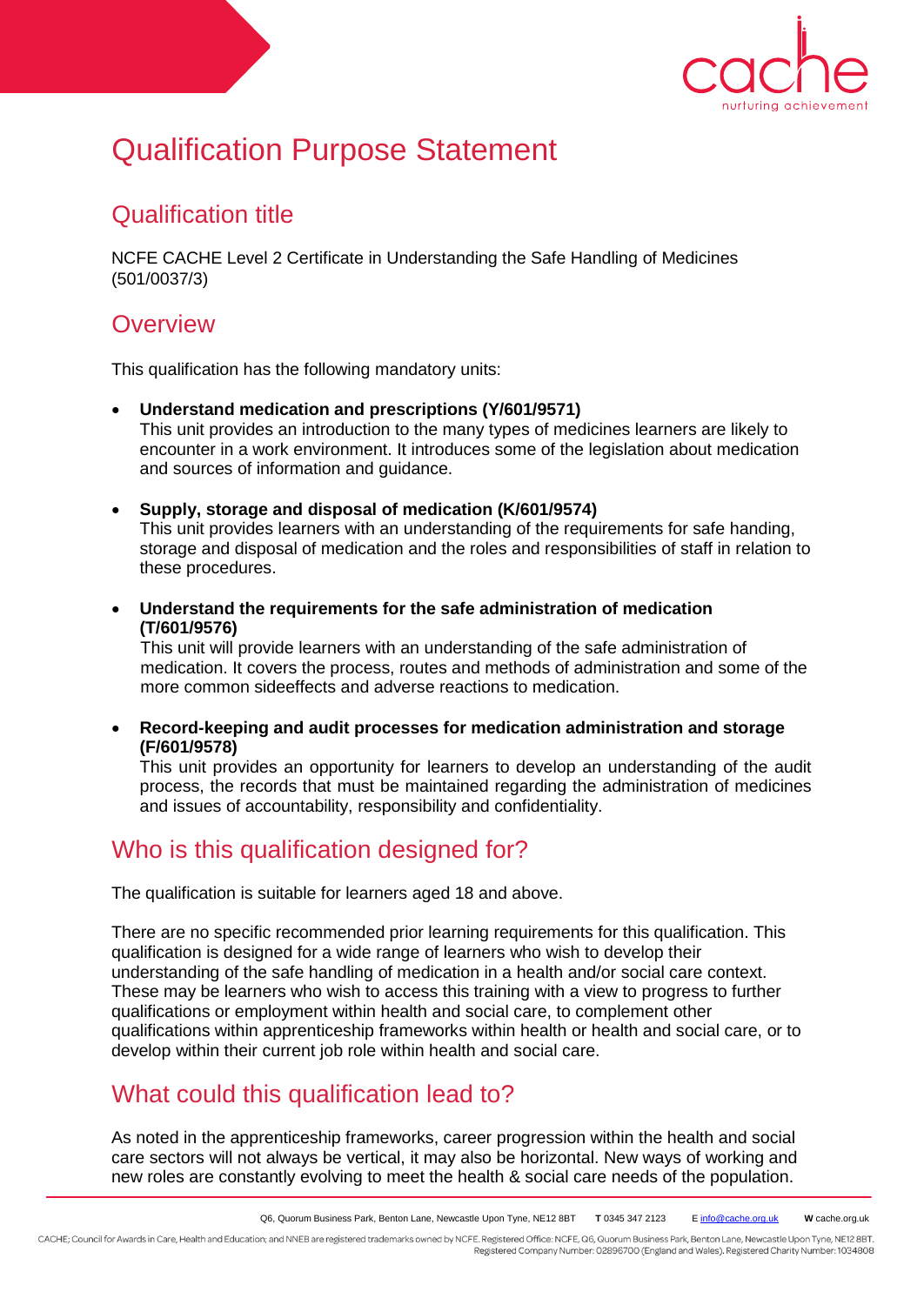# Qualification Purpose Statement

## Qualification title

NCFE CACHE Level 2 Certificate in Understanding the Safe Handling of Medicines (501/0037/3)

## Overview

This qualification has the following mandatory units:

- **Understand medication and prescriptions (Y/601/9571)**
  This unit provides an introduction to the many types of medicines learners are likely to encounter in a work environment. It introduces some of the legislation about medication and sources of information and guidance.

- **Supply, storage and disposal of medication (K/601/9574)**
  This unit provides learners with an understanding of the requirements for safe handing, storage and disposal of medication and the roles and responsibilities of staff in relation to these procedures.

- **Understand the requirements for the safe administration of medication (T/601/9576)**
  This unit will provide learners with an understanding of the safe administration of medication. It covers the process, routes and methods of administration and some of the more common sideeffects and adverse reactions to medication.

- **Record-keeping and audit processes for medication administration and storage (F/601/9578)**
  This unit provides an opportunity for learners to develop an understanding of the audit process, the records that must be maintained regarding the administration of medicines and issues of accountability, responsibility and confidentiality.

## Who is this qualification designed for?

The qualification is suitable for learners aged 18 and above.

There are no specific recommended prior learning requirements for this qualification. This qualification is designed for a wide range of learners who wish to develop their understanding of the safe handling of medication in a health and/or social care context. These may be learners who wish to access this training with a view to progress to further qualifications or employment within health and social care, to complement other qualifications within apprenticeship frameworks within health or health and social care, or to develop within their current job role within health and social care.

## What could this qualification lead to?

As noted in the apprenticeship frameworks, career progression within the health and social care sectors will not always be vertical, it may also be horizontal. New ways of working and new roles are constantly evolving to meet the health & social care needs of the population.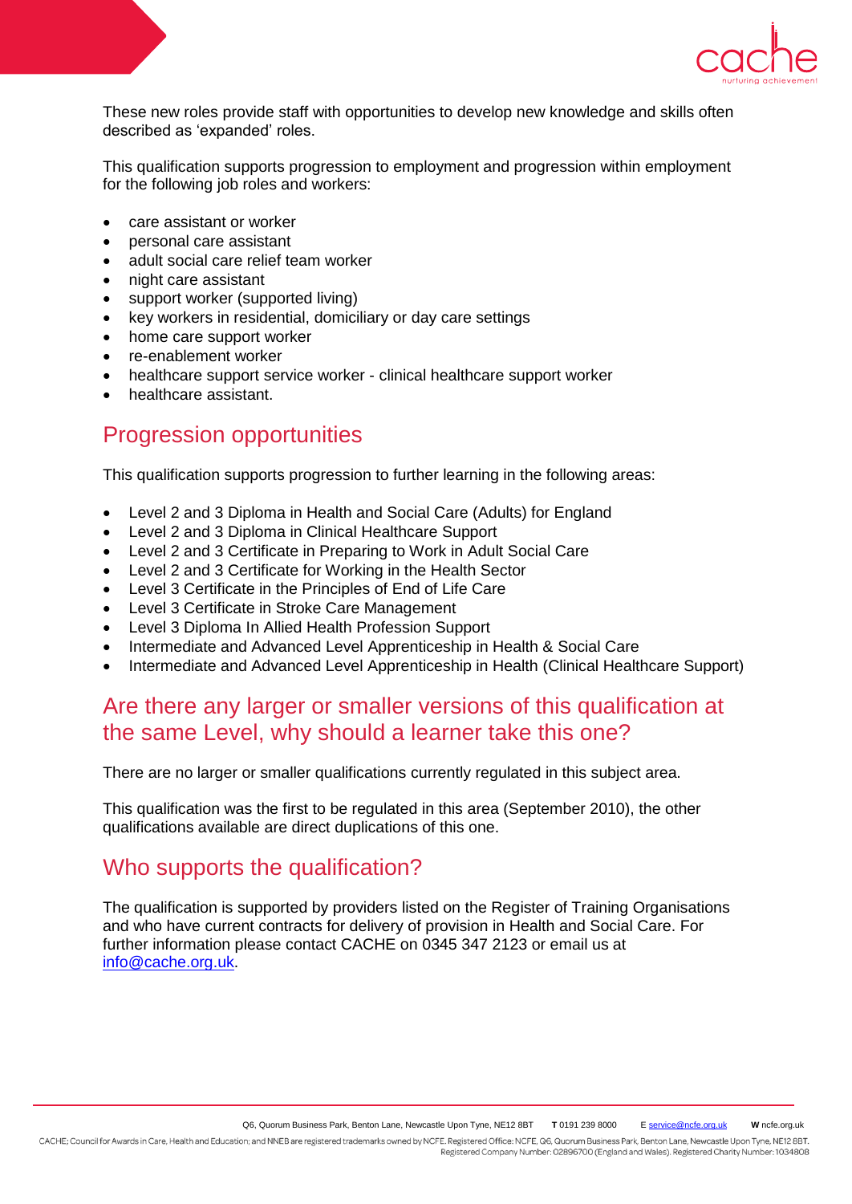These new roles provide staff with opportunities to develop new knowledge and skills often described as ‘expanded’ roles.

This qualification supports progression to employment and progression within employment for the following job roles and workers:

- care assistant or worker
- personal care assistant
- adult social care relief team worker
- night care assistant
- support worker (supported living)
- key workers in residential, domiciliary or day care settings
- home care support worker
- re-enablement worker
- healthcare support service worker - clinical healthcare support worker
- healthcare assistant.

## Progression opportunities

This qualification supports progression to further learning in the following areas:

- Level 2 and 3 Diploma in Health and Social Care (Adults) for England
- Level 2 and 3 Diploma in Clinical Healthcare Support
- Level 2 and 3 Certificate in Preparing to Work in Adult Social Care
- Level 2 and 3 Certificate for Working in the Health Sector
- Level 3 Certificate in the Principles of End of Life Care
- Level 3 Certificate in Stroke Care Management
- Level 3 Diploma In Allied Health Profession Support
- Intermediate and Advanced Level Apprenticeship in Health & Social Care
- Intermediate and Advanced Level Apprenticeship in Health (Clinical Healthcare Support)

## Are there any larger or smaller versions of this qualification at the same Level, why should a learner take this one?

There are no larger or smaller qualifications currently regulated in this subject area.

This qualification was the first to be regulated in this area (September 2010), the other qualifications available are direct duplications of this one.

## Who supports the qualification?

The qualification is supported by providers listed on the Register of Training Organisations and who have current contracts for delivery of provision in Health and Social Care. For further information please contact CACHE on 0345 347 2123 or email us at info@cache.org.uk.